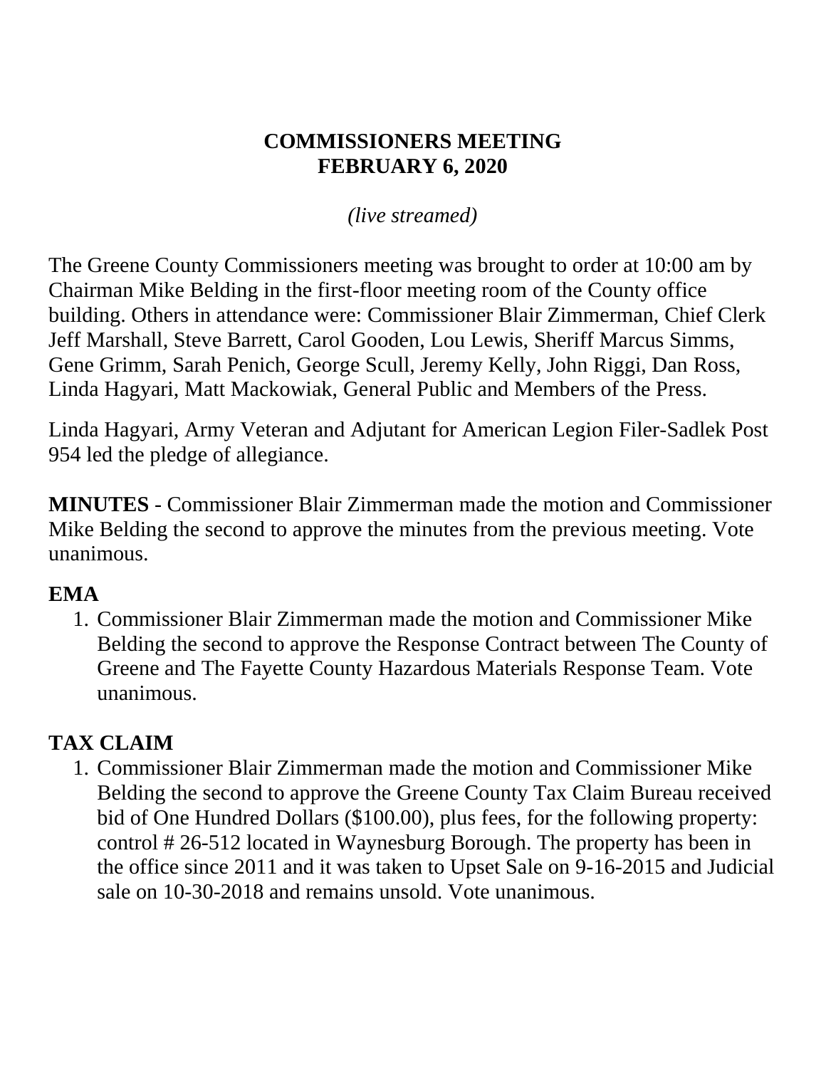# COMMISSIONERS MEETING
# FEBRUARY 6, 2020

*(live streamed)*

The Greene County Commissioners meeting was brought to order at 10:00 am by Chairman Mike Belding in the first-floor meeting room of the County office building. Others in attendance were: Commissioner Blair Zimmerman, Chief Clerk Jeff Marshall, Steve Barrett, Carol Gooden, Lou Lewis, Sheriff Marcus Simms, Gene Grimm, Sarah Penich, George Scull, Jeremy Kelly, John Riggi, Dan Ross, Linda Hagyari, Matt Mackowiak, General Public and Members of the Press.

Linda Hagyari, Army Veteran and Adjutant for American Legion Filer-Sadlek Post 954 led the pledge of allegiance.

**MINUTES** - Commissioner Blair Zimmerman made the motion and Commissioner Mike Belding the second to approve the minutes from the previous meeting. Vote unanimous.

## EMA

1. Commissioner Blair Zimmerman made the motion and Commissioner Mike Belding the second to approve the Response Contract between The County of Greene and The Fayette County Hazardous Materials Response Team. Vote unanimous.

## TAX CLAIM

1. Commissioner Blair Zimmerman made the motion and Commissioner Mike Belding the second to approve the Greene County Tax Claim Bureau received bid of One Hundred Dollars ($100.00), plus fees, for the following property: control # 26-512 located in Waynesburg Borough. The property has been in the office since 2011 and it was taken to Upset Sale on 9-16-2015 and Judicial sale on 10-30-2018 and remains unsold. Vote unanimous.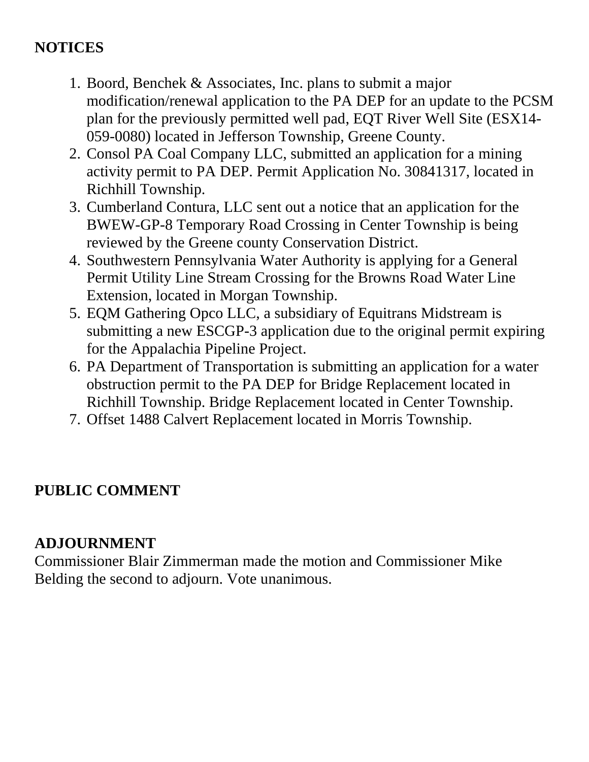## NOTICES

1. Boord, Benchek & Associates, Inc. plans to submit a major modification/renewal application to the PA DEP for an update to the PCSM plan for the previously permitted well pad, EQT River Well Site (ESX14-059-0080) located in Jefferson Township, Greene County.
2. Consol PA Coal Company LLC, submitted an application for a mining activity permit to PA DEP. Permit Application No. 30841317, located in Richhill Township.
3. Cumberland Contura, LLC sent out a notice that an application for the BWEW-GP-8 Temporary Road Crossing in Center Township is being reviewed by the Greene county Conservation District.
4. Southwestern Pennsylvania Water Authority is applying for a General Permit Utility Line Stream Crossing for the Browns Road Water Line Extension, located in Morgan Township.
5. EQM Gathering Opco LLC, a subsidiary of Equitrans Midstream is submitting a new ESCGP-3 application due to the original permit expiring for the Appalachia Pipeline Project.
6. PA Department of Transportation is submitting an application for a water obstruction permit to the PA DEP for Bridge Replacement located in Richhill Township. Bridge Replacement located in Center Township.
7. Offset 1488 Calvert Replacement located in Morris Township.

## PUBLIC COMMENT

## ADJOURNMENT

Commissioner Blair Zimmerman made the motion and Commissioner Mike Belding the second to adjourn. Vote unanimous.